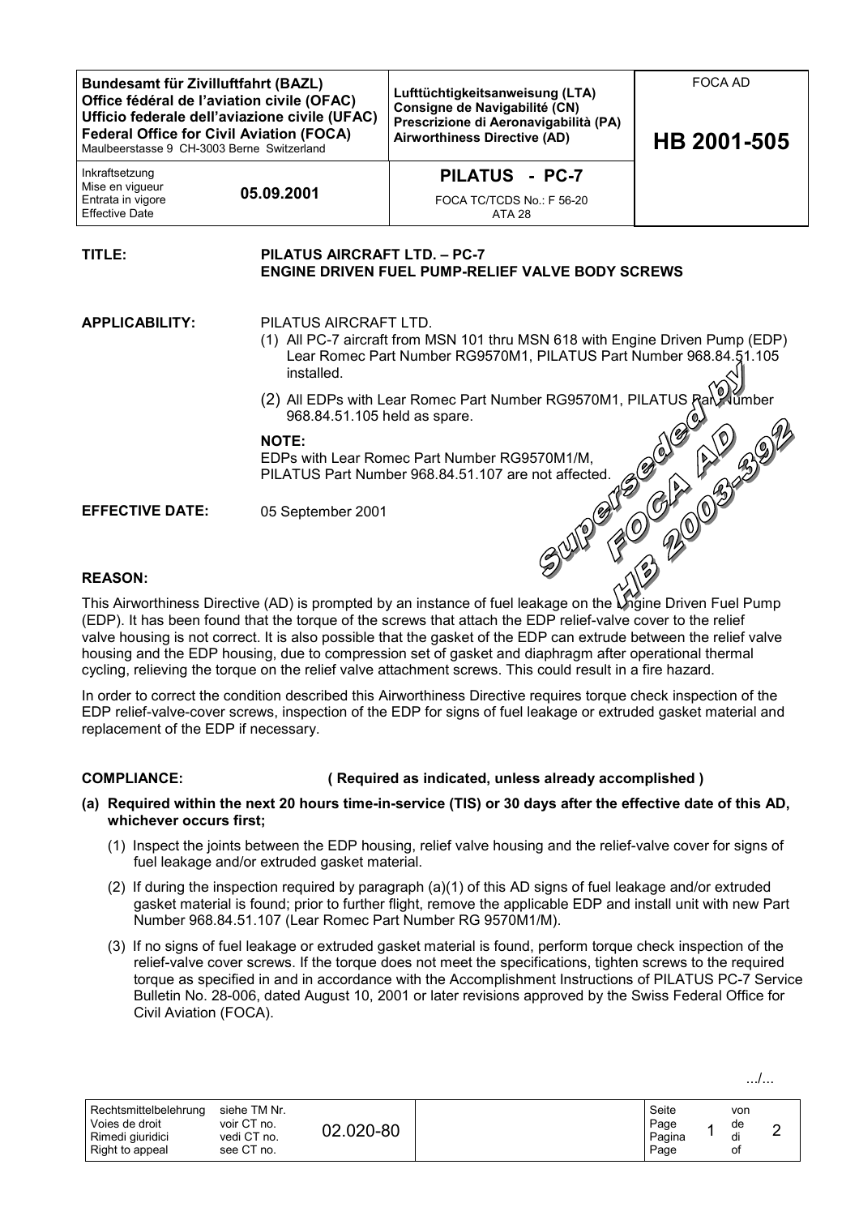| Bundesamt für Zivilluftfahrt (BAZL)<br>Office fédéral de l'aviation civile (OFAC)<br>Ufficio federale dell'aviazione civile (UFAC)<br>Federal Office for Civil Aviation (FOCA)<br>Maulbeerstasse 9 CH-3003 Berne Switzerland | Lufttüchtigkeitsanweisung (LTA)<br>Consigne de Navigabilité (CN)<br>Prescrizione di Aeronavigabilità (PA)<br>Airworthiness Directive (AD) | FOCA AD<br>**HB 2001-505** |
|---|---|---|
| Inkraftsetzung<br>Mise en vigueur<br>Entrata in vigore<br>Effective Date — **05.09.2001** | **PILATUS - PC-7**<br>FOCA TC/TCDS No.: F 56-20<br>ATA 28 | |

*Superseded by FOCA AD HB 2003-392*

**TITLE:** **PILATUS AIRCRAFT LTD. – PC-7**
**ENGINE DRIVEN FUEL PUMP-RELIEF VALVE BODY SCREWS**

**APPLICABILITY:** PILATUS AIRCRAFT LTD.

(1) All PC-7 aircraft from MSN 101 thru MSN 618 with Engine Driven Pump (EDP) Lear Romec Part Number RG9570M1, PILATUS Part Number 968.84.51.105 installed.

(2) All EDPs with Lear Romec Part Number RG9570M1, PILATUS Part Number 968.84.51.105 held as spare.

**NOTE:**
EDPs with Lear Romec Part Number RG9570M1/M, PILATUS Part Number 968.84.51.107 are not affected.

**EFFECTIVE DATE:** 05 September 2001

**REASON:**

This Airworthiness Directive (AD) is prompted by an instance of fuel leakage on the Engine Driven Fuel Pump (EDP). It has been found that the torque of the screws that attach the EDP relief-valve cover to the relief valve housing is not correct. It is also possible that the gasket of the EDP can extrude between the relief valve housing and the EDP housing, due to compression set of gasket and diaphragm after operational thermal cycling, relieving the torque on the relief valve attachment screws. This could result in a fire hazard.

In order to correct the condition described this Airworthiness Directive requires torque check inspection of the EDP relief-valve-cover screws, inspection of the EDP for signs of fuel leakage or extruded gasket material and replacement of the EDP if necessary.

**COMPLIANCE:** **( Required as indicated, unless already accomplished )**

**(a) Required within the next 20 hours time-in-service (TIS) or 30 days after the effective date of this AD, whichever occurs first;**

(1) Inspect the joints between the EDP housing, relief valve housing and the relief-valve cover for signs of fuel leakage and/or extruded gasket material.

(2) If during the inspection required by paragraph (a)(1) of this AD signs of fuel leakage and/or extruded gasket material is found; prior to further flight, remove the applicable EDP and install unit with new Part Number 968.84.51.107 (Lear Romec Part Number RG 9570M1/M).

(3) If no signs of fuel leakage or extruded gasket material is found, perform torque check inspection of the relief-valve cover screws. If the torque does not meet the specifications, tighten screws to the required torque as specified in and in accordance with the Accomplishment Instructions of PILATUS PC-7 Service Bulletin No. 28-006, dated August 10, 2001 or later revisions approved by the Swiss Federal Office for Civil Aviation (FOCA).

.../...

| Rechtsmittelbelehrung<br>Voies de droit<br>Rimedi giuridici<br>Right to appeal | siehe TM Nr.<br>voir CT no.<br>vedi CT no.<br>see CT no. | 02.020-80 |
|---|---|---|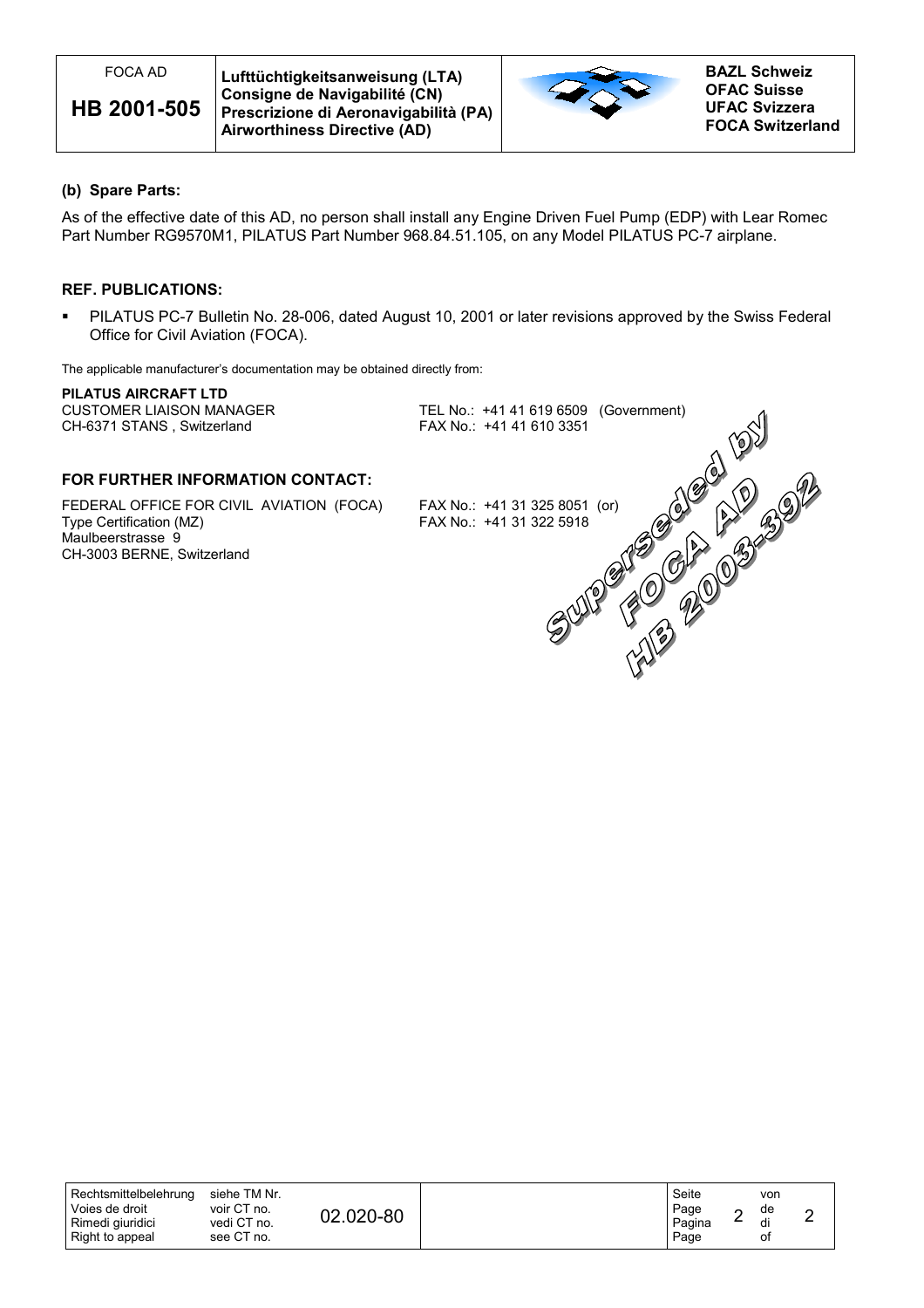**(b) Spare Parts:**

As of the effective date of this AD, no person shall install any Engine Driven Fuel Pump (EDP) with Lear Romec Part Number RG9570M1, PILATUS Part Number 968.84.51.105, on any Model PILATUS PC-7 airplane.

**REF. PUBLICATIONS:**

- PILATUS PC-7 Bulletin No. 28-006, dated August 10, 2001 or later revisions approved by the Swiss Federal Office for Civil Aviation (FOCA).

The applicable manufacturer's documentation may be obtained directly from:

**PILATUS AIRCRAFT LTD**
CUSTOMER LIAISON MANAGER
CH-6371 STANS , Switzerland

TEL No.: +41 41 619 6509 (Government)
FAX No.: +41 41 610 3351

**FOR FURTHER INFORMATION CONTACT:**

FEDERAL OFFICE FOR CIVIL AVIATION (FOCA)
Type Certification (MZ)
Maulbeerstrasse 9
CH-3003 BERNE, Switzerland

FAX No.: +41 31 325 8051 (or)
FAX No.: +41 31 322 5918

Superseded by FOCA AD HB 2003-392

| | | |
|---|---|---|
| Rechtsmittelbelehrung / Voies de droit / Rimedi giuridici / Right to appeal | siehe TM Nr. / voir CT no. / vedi CT no. / see CT no. | 02.020-80 |